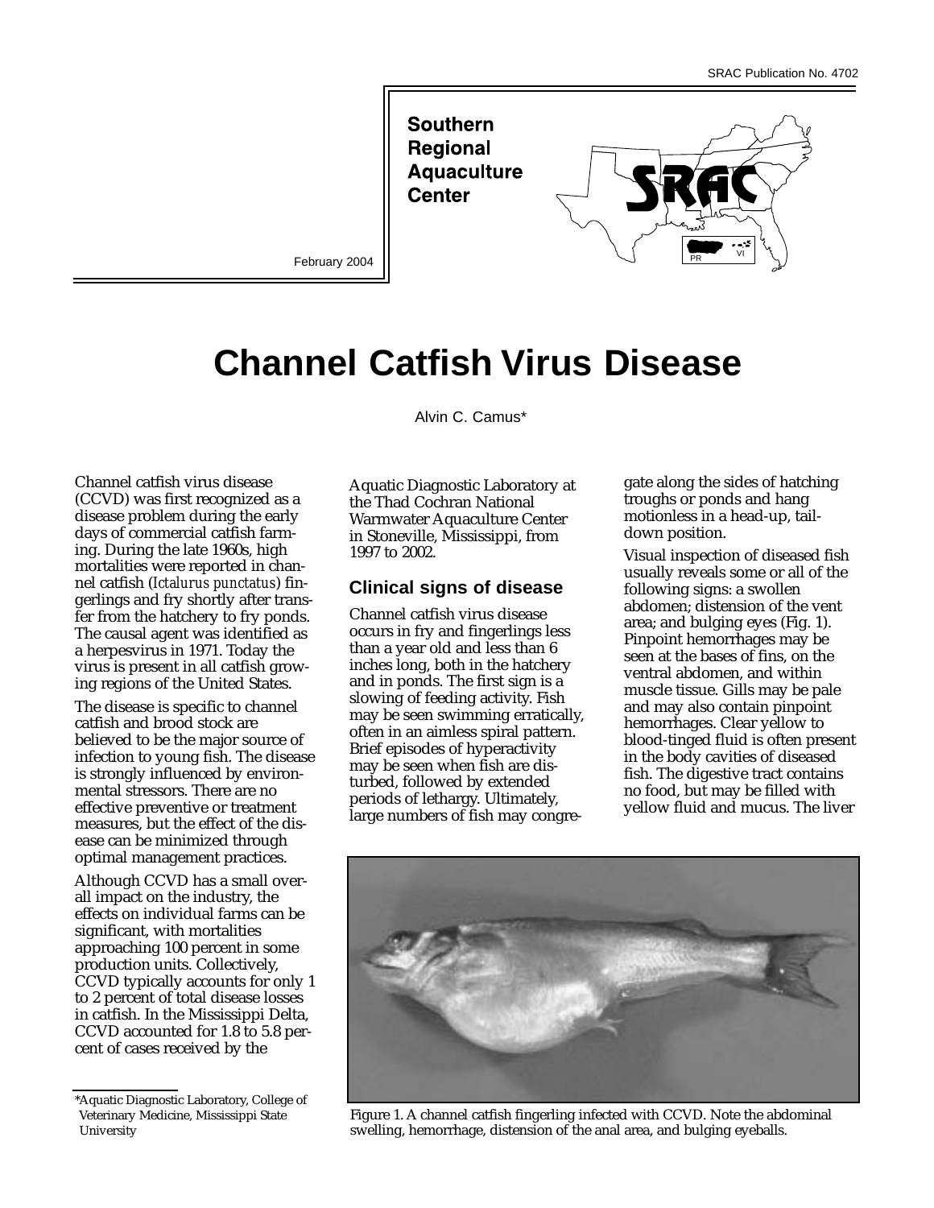SRAC Publication No. 4702

**Southern Regional Aquaculture Center**

February 2004

# Channel Catfish Virus Disease

Alvin C. Camus*

Channel catfish virus disease (CCVD) was first recognized as a disease problem during the early days of commercial catfish farming. During the late 1960s, high mortalities were reported in channel catfish (*Ictalurus punctatus*) fingerlings and fry shortly after transfer from the hatchery to fry ponds. The causal agent was identified as a herpesvirus in 1971. Today the virus is present in all catfish growing regions of the United States.

The disease is specific to channel catfish and brood stock are believed to be the major source of infection to young fish. The disease is strongly influenced by environmental stressors. There are no effective preventive or treatment measures, but the effect of the disease can be minimized through optimal management practices.

Although CCVD has a small overall impact on the industry, the effects on individual farms can be significant, with mortalities approaching 100 percent in some production units. Collectively, CCVD typically accounts for only 1 to 2 percent of total disease losses in catfish. In the Mississippi Delta, CCVD accounted for 1.8 to 5.8 percent of cases received by the Aquatic Diagnostic Laboratory at the Thad Cochran National Warmwater Aquaculture Center in Stoneville, Mississippi, from 1997 to 2002.

## Clinical signs of disease

Channel catfish virus disease occurs in fry and fingerlings less than a year old and less than 6 inches long, both in the hatchery and in ponds. The first sign is a slowing of feeding activity. Fish may be seen swimming erratically, often in an aimless spiral pattern. Brief episodes of hyperactivity may be seen when fish are disturbed, followed by extended periods of lethargy. Ultimately, large numbers of fish may congregate along the sides of hatching troughs or ponds and hang motionless in a head-up, tail-down position.

Visual inspection of diseased fish usually reveals some or all of the following signs: a swollen abdomen; distension of the vent area; and bulging eyes (Fig. 1). Pinpoint hemorrhages may be seen at the bases of fins, on the ventral abdomen, and within muscle tissue. Gills may be pale and may also contain pinpoint hemorrhages. Clear yellow to blood-tinged fluid is often present in the body cavities of diseased fish. The digestive tract contains no food, but may be filled with yellow fluid and mucus. The liver

Figure 1. A channel catfish fingerling infected with CCVD. Note the abdominal swelling, hemorrhage, distension of the anal area, and bulging eyeballs.

*Aquatic Diagnostic Laboratory, College of Veterinary Medicine, Mississippi State University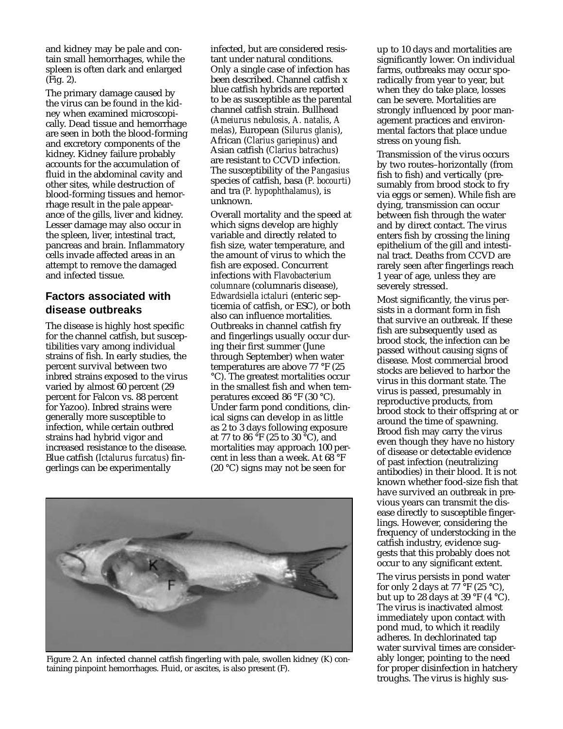and kidney may be pale and contain small hemorrhages, while the spleen is often dark and enlarged (Fig. 2).

The primary damage caused by the virus can be found in the kidney when examined microscopically. Dead tissue and hemorrhage are seen in both the blood-forming and excretory components of the kidney. Kidney failure probably accounts for the accumulation of fluid in the abdominal cavity and other sites, while destruction of blood-forming tissues and hemorrhage result in the pale appearance of the gills, liver and kidney. Lesser damage may also occur in the spleen, liver, intestinal tract, pancreas and brain. Inflammatory cells invade affected areas in an attempt to remove the damaged and infected tissue.

## Factors associated with disease outbreaks

The disease is highly host specific for the channel catfish, but susceptibilities vary among individual strains of fish. In early studies, the percent survival between two inbred strains exposed to the virus varied by almost 60 percent (29 percent for Falcon vs. 88 percent for Yazoo). Inbred strains were generally more susceptible to infection, while certain outbred strains had hybrid vigor and increased resistance to the disease. Blue catfish (*Ictalurus furcatus*) fingerlings can be experimentally infected, but are considered resistant under natural conditions. Only a single case of infection has been described. Channel catfish x blue catfish hybrids are reported to be as susceptible as the parental channel catfish strain. Bullhead (*Ameiurus nebulosis*, *A. natalis*, *A melas*), European (*Silurus glanis*), African (*Clarius gariepinus*) and Asian catfish (*Clarius batrachus*) are resistant to CCVD infection. The susceptibility of the *Pangasius* species of catfish, basa (*P. bocourti*) and tra (*P. hypophthalamus*), is unknown.

Overall mortality and the speed at which signs develop are highly variable and directly related to fish size, water temperature, and the amount of virus to which the fish are exposed. Concurrent infections with *Flavobacterium columnare* (columnaris disease), *Edwardsiella ictaluri* (enteric septicemia of catfish, or ESC), or both also can influence mortalities. Outbreaks in channel catfish fry and fingerlings usually occur during their first summer (June through September) when water temperatures are above 77 °F (25 °C). The greatest mortalities occur in the smallest fish and when temperatures exceed 86 °F (30 °C). Under farm pond conditions, clinical signs can develop in as little as 2 to 3 days following exposure at 77 to 86 °F (25 to 30 °C), and mortalities may approach 100 percent in less than a week. At 68 °F (20 °C) signs may not be seen for up to 10 days and mortalities are significantly lower. On individual farms, outbreaks may occur sporadically from year to year, but when they do take place, losses can be severe. Mortalities are strongly influenced by poor management practices and environmental factors that place undue stress on young fish.

Transmission of the virus occurs by two routes–horizontally (from fish to fish) and vertically (presumably from brood stock to fry via eggs or semen). While fish are dying, transmission can occur between fish through the water and by direct contact. The virus enters fish by crossing the lining epithelium of the gill and intestinal tract. Deaths from CCVD are rarely seen after fingerlings reach 1 year of age, unless they are severely stressed.

Most significantly, the virus persists in a dormant form in fish that survive an outbreak. If these fish are subsequently used as brood stock, the infection can be passed without causing signs of disease. Most commercial brood stocks are believed to harbor the virus in this dormant state. The virus is passed, presumably in reproductive products, from brood stock to their offspring at or around the time of spawning. Brood fish may carry the virus even though they have no history of disease or detectable evidence of past infection (neutralizing antibodies) in their blood. It is not known whether food-size fish that have survived an outbreak in previous years can transmit the disease directly to susceptible fingerlings. However, considering the frequency of understocking in the catfish industry, evidence suggests that this probably does not occur to any significant extent.

The virus persists in pond water for only 2 days at 77 °F (25 °C), but up to 28 days at 39 °F (4 °C). The virus is inactivated almost immediately upon contact with pond mud, to which it readily adheres. In dechlorinated tap water survival times are considerably longer, pointing to the need for proper disinfection in hatchery troughs. The virus is highly sus-

Figure 2. An infected channel catfish fingerling with pale, swollen kidney (K) containing pinpoint hemorrhages. Fluid, or ascites, is also present (F).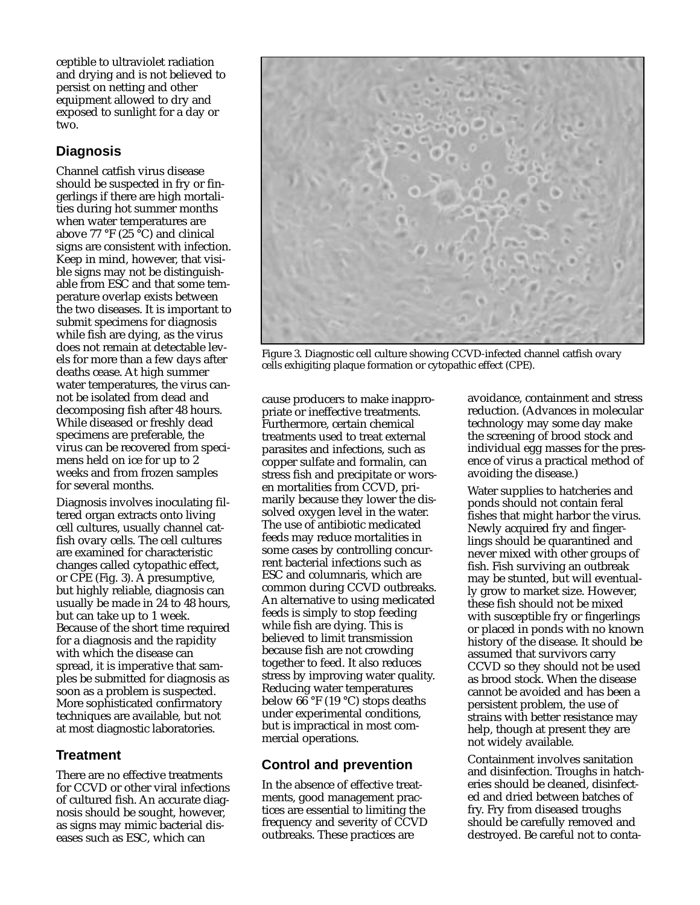ceptible to ultraviolet radiation and drying and is not believed to persist on netting and other equipment allowed to dry and exposed to sunlight for a day or two.

## Diagnosis

Channel catfish virus disease should be suspected in fry or fingerlings if there are high mortalities during hot summer months when water temperatures are above 77 °F (25 °C) and clinical signs are consistent with infection. Keep in mind, however, that visible signs may not be distinguishable from ESC and that some temperature overlap exists between the two diseases. It is important to submit specimens for diagnosis while fish are dying, as the virus does not remain at detectable levels for more than a few days after deaths cease. At high summer water temperatures, the virus cannot be isolated from dead and decomposing fish after 48 hours. While diseased or freshly dead specimens are preferable, the virus can be recovered from specimens held on ice for up to 2 weeks and from frozen samples for several months.

Diagnosis involves inoculating filtered organ extracts onto living cell cultures, usually channel catfish ovary cells. The cell cultures are examined for characteristic changes called cytopathic effect, or CPE (Fig. 3). A presumptive, but highly reliable, diagnosis can usually be made in 24 to 48 hours, but can take up to 1 week. Because of the short time required for a diagnosis and the rapidity with which the disease can spread, it is imperative that samples be submitted for diagnosis as soon as a problem is suspected. More sophisticated confirmatory techniques are available, but not at most diagnostic laboratories.

Figure 3. Diagnostic cell culture showing CCVD-infected channel catfish ovary cells exhigiting plaque formation or cytopathic effect (CPE).

## Treatment

There are no effective treatments for CCVD or other viral infections of cultured fish. An accurate diagnosis should be sought, however, as signs may mimic bacterial diseases such as ESC, which can cause producers to make inappropriate or ineffective treatments. Furthermore, certain chemical treatments used to treat external parasites and infections, such as copper sulfate and formalin, can stress fish and precipitate or worsen mortalities from CCVD, primarily because they lower the dissolved oxygen level in the water. The use of antibiotic medicated feeds may reduce mortalities in some cases by controlling concurrent bacterial infections such as ESC and columnaris, which are common during CCVD outbreaks. An alternative to using medicated feeds is simply to stop feeding while fish are dying. This is believed to limit transmission because fish are not crowding together to feed. It also reduces stress by improving water quality. Reducing water temperatures below 66 °F (19 °C) stops deaths under experimental conditions, but is impractical in most commercial operations.

## Control and prevention

In the absence of effective treatments, good management practices are essential to limiting the frequency and severity of CCVD outbreaks. These practices are avoidance, containment and stress reduction. (Advances in molecular technology may some day make the screening of brood stock and individual egg masses for the presence of virus a practical method of avoiding the disease.)

Water supplies to hatcheries and ponds should not contain feral fishes that might harbor the virus. Newly acquired fry and fingerlings should be quarantined and never mixed with other groups of fish. Fish surviving an outbreak may be stunted, but will eventually grow to market size. However, these fish should not be mixed with susceptible fry or fingerlings or placed in ponds with no known history of the disease. It should be assumed that survivors carry CCVD so they should not be used as brood stock. When the disease cannot be avoided and has been a persistent problem, the use of strains with better resistance may help, though at present they are not widely available.

Containment involves sanitation and disinfection. Troughs in hatcheries should be cleaned, disinfected and dried between batches of fry. Fry from diseased troughs should be carefully removed and destroyed. Be careful not to conta-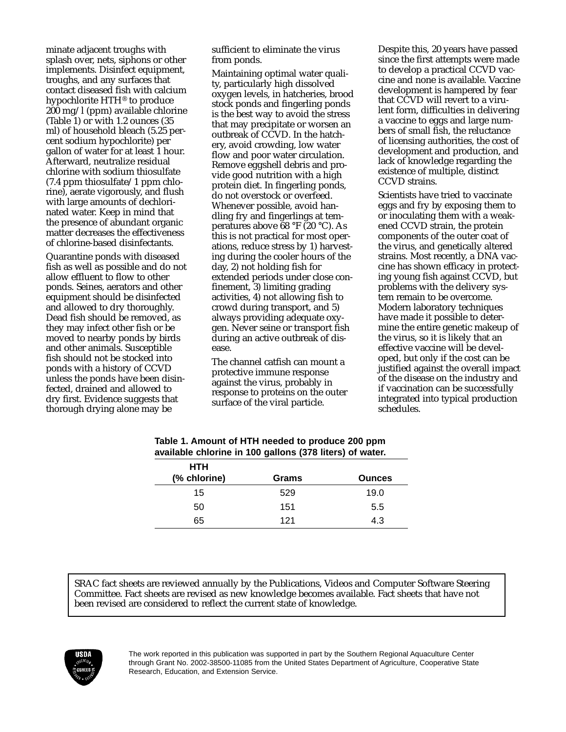minate adjacent troughs with splash over, nets, siphons or other implements. Disinfect equipment, troughs, and any surfaces that contact diseased fish with calcium hypochlorite HTH® to produce 200 mg/l (ppm) available chlorine (Table 1) or with 1.2 ounces (35 ml) of household bleach (5.25 percent sodium hypochlorite) per gallon of water for at least 1 hour. Afterward, neutralize residual chlorine with sodium thiosulfate (7.4 ppm thiosulfate/1 ppm chlorine), aerate vigorously, and flush with large amounts of dechlorinated water. Keep in mind that the presence of abundant organic matter decreases the effectiveness of chlorine-based disinfectants.

Quarantine ponds with diseased fish as well as possible and do not allow effluent to flow to other ponds. Seines, aerators and other equipment should be disinfected and allowed to dry thoroughly. Dead fish should be removed, as they may infect other fish or be moved to nearby ponds by birds and other animals. Susceptible fish should not be stocked into ponds with a history of CCVD unless the ponds have been disinfected, drained and allowed to dry first. Evidence suggests that thorough drying alone may be sufficient to eliminate the virus from ponds.

Maintaining optimal water quality, particularly high dissolved oxygen levels, in hatcheries, brood stock ponds and fingerling ponds is the best way to avoid the stress that may precipitate or worsen an outbreak of CCVD. In the hatchery, avoid crowding, low water flow and poor water circulation. Remove eggshell debris and provide good nutrition with a high protein diet. In fingerling ponds, do not overstock or overfeed. Whenever possible, avoid handling fry and fingerlings at temperatures above 68 °F (20 °C). As this is not practical for most operations, reduce stress by 1) harvesting during the cooler hours of the day, 2) not holding fish for extended periods under close confinement, 3) limiting grading activities, 4) not allowing fish to crowd during transport, and 5) always providing adequate oxygen. Never seine or transport fish during an active outbreak of disease.

The channel catfish can mount a protective immune response against the virus, probably in response to proteins on the outer surface of the viral particle. Despite this, 20 years have passed since the first attempts were made to develop a practical CCVD vaccine and none is available. Vaccine development is hampered by fear that CCVD will revert to a virulent form, difficulties in delivering a vaccine to eggs and large numbers of small fish, the reluctance of licensing authorities, the cost of development and production, and lack of knowledge regarding the existence of multiple, distinct CCVD strains.

Scientists have tried to vaccinate eggs and fry by exposing them to or inoculating them with a weakened CCVD strain, the protein components of the outer coat of the virus, and genetically altered strains. Most recently, a DNA vaccine has shown efficacy in protecting young fish against CCVD, but problems with the delivery system remain to be overcome. Modern laboratory techniques have made it possible to determine the entire genetic makeup of the virus, so it is likely that an effective vaccine will be developed, but only if the cost can be justified against the overall impact of the disease on the industry and if vaccination can be successfully integrated into typical production schedules.

**Table 1. Amount of HTH needed to produce 200 ppm available chlorine in 100 gallons (378 liters) of water.**

| HTH (% chlorine) | Grams | Ounces |
|---|---|---|
| 15 | 529 | 19.0 |
| 50 | 151 | 5.5 |
| 65 | 121 | 4.3 |

SRAC fact sheets are reviewed annually by the Publications, Videos and Computer Software Steering Committee. Fact sheets are revised as new knowledge becomes available. Fact sheets that have not been revised are considered to reflect the current state of knowledge.

The work reported in this publication was supported in part by the Southern Regional Aquaculture Center through Grant No. 2002-38500-11085 from the United States Department of Agriculture, Cooperative State Research, Education, and Extension Service.